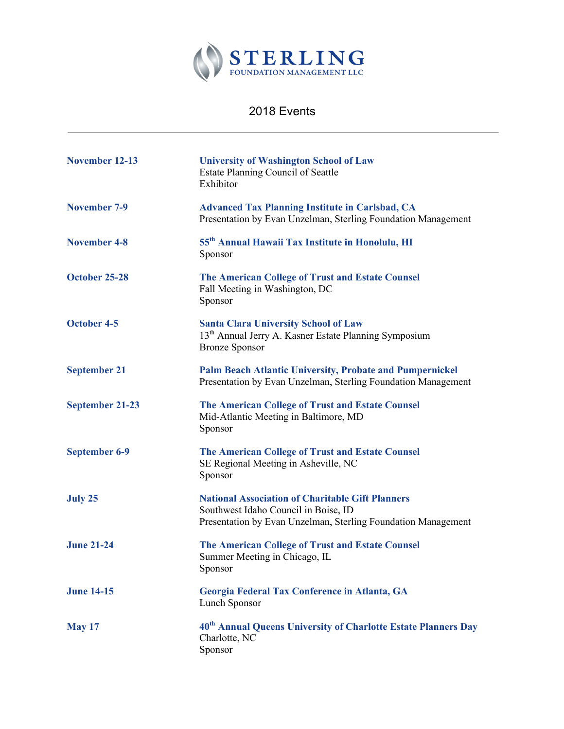# STERLING
FOUNDATION MANAGEMENT LLC

## 2018 Events

---

**November 12-13**

**University of Washington School of Law**
Estate Planning Council of Seattle
Exhibitor

**November 7-9**

**Advanced Tax Planning Institute in Carlsbad, CA**
Presentation by Evan Unzelman, Sterling Foundation Management

**November 4-8**

**55th Annual Hawaii Tax Institute in Honolulu, HI**
Sponsor

**October 25-28**

**The American College of Trust and Estate Counsel**
Fall Meeting in Washington, DC
Sponsor

**October 4-5**

**Santa Clara University School of Law**
13th Annual Jerry A. Kasner Estate Planning Symposium
Bronze Sponsor

**September 21**

**Palm Beach Atlantic University, Probate and Pumpernickel**
Presentation by Evan Unzelman, Sterling Foundation Management

**September 21-23**

**The American College of Trust and Estate Counsel**
Mid-Atlantic Meeting in Baltimore, MD
Sponsor

**September 6-9**

**The American College of Trust and Estate Counsel**
SE Regional Meeting in Asheville, NC
Sponsor

**July 25**

**National Association of Charitable Gift Planners**
Southwest Idaho Council in Boise, ID
Presentation by Evan Unzelman, Sterling Foundation Management

**June 21-24**

**The American College of Trust and Estate Counsel**
Summer Meeting in Chicago, IL
Sponsor

**June 14-15**

**Georgia Federal Tax Conference in Atlanta, GA**
Lunch Sponsor

**May 17**

**40th Annual Queens University of Charlotte Estate Planners Day**
Charlotte, NC
Sponsor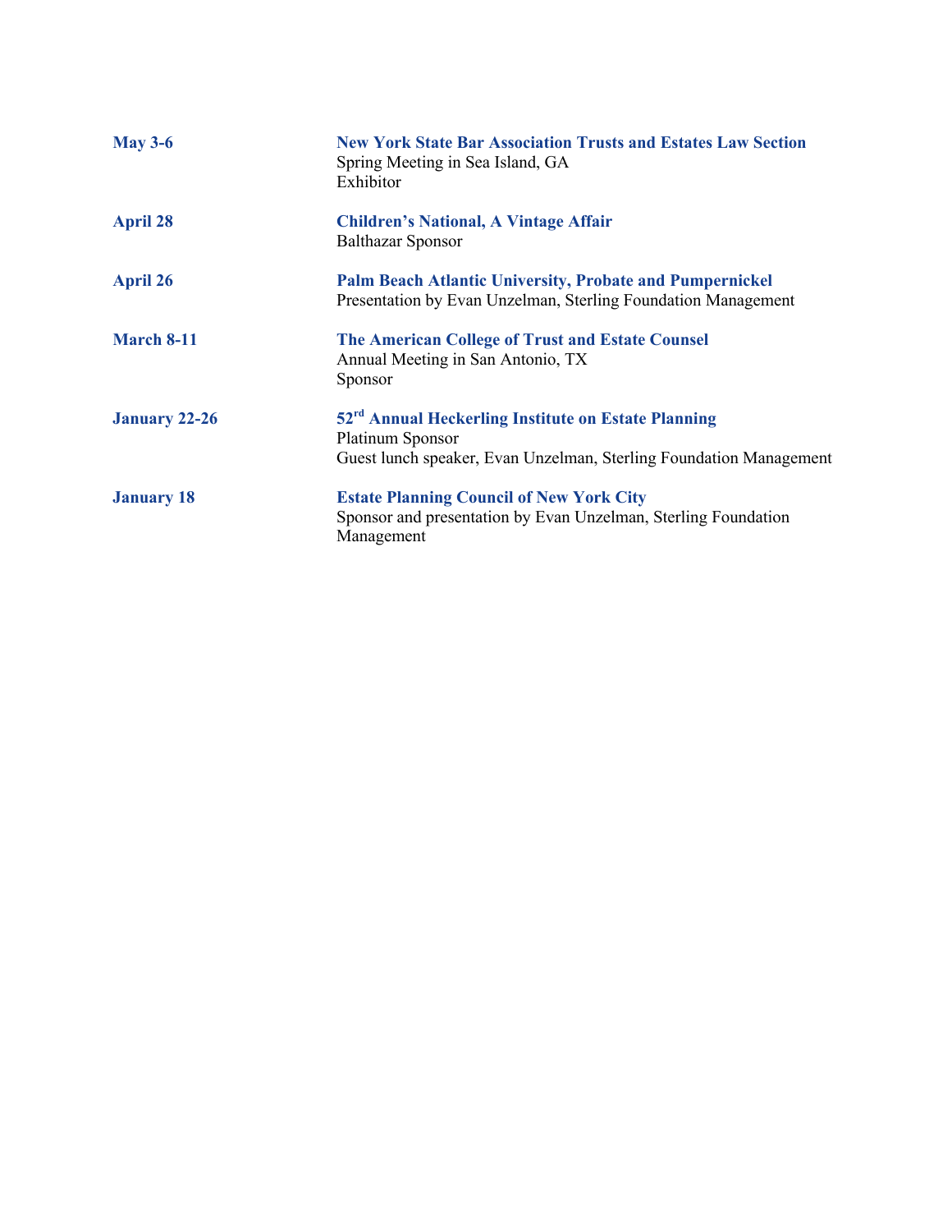**May 3-6**

**New York State Bar Association Trusts and Estates Law Section**
Spring Meeting in Sea Island, GA
Exhibitor

**April 28**

**Children's National, A Vintage Affair**
Balthazar Sponsor

**April 26**

**Palm Beach Atlantic University, Probate and Pumpernickel**
Presentation by Evan Unzelman, Sterling Foundation Management

**March 8-11**

**The American College of Trust and Estate Counsel**
Annual Meeting in San Antonio, TX
Sponsor

**January 22-26**

**52nd Annual Heckerling Institute on Estate Planning**
Platinum Sponsor
Guest lunch speaker, Evan Unzelman, Sterling Foundation Management

**January 18**

**Estate Planning Council of New York City**
Sponsor and presentation by Evan Unzelman, Sterling Foundation Management